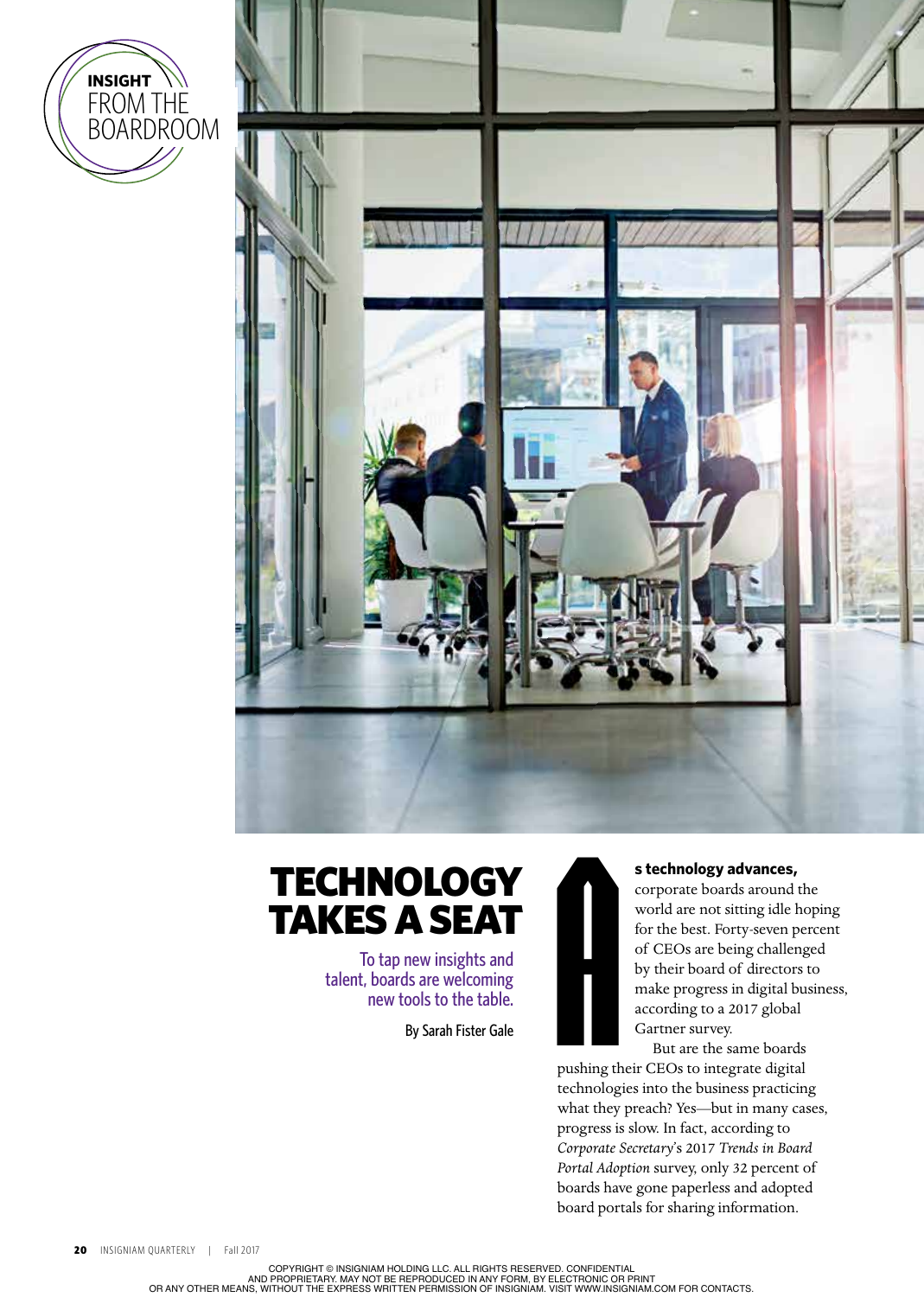INSIGHT FROM THE BOARDROOM

# TECHNOLOGY TAKES A SEAT

To tap new insights and talent, boards are welcoming new tools to the table.

By Sarah Fister Gale

**As technology advances,** corporate boards around the world are not sitting idle hoping for the best. Forty-seven percent of CEOs are being challenged by their board of directors to make progress in digital business, according to a 2017 global Gartner survey.

But are the same boards pushing their CEOs to integrate digital technologies into the business practicing what they preach? Yes—but in many cases, progress is slow. In fact, according to *Corporate Secretary*'s 2017 *Trends in Board Portal Adoption* survey, only 32 percent of boards have gone paperless and adopted board portals for sharing information.

COPYRIGHT © INSIGNIAM HOLDING LLC. ALL RIGHTS RESERVED. CONFIDENTIAL AND PROPRIETARY. MAY NOT BE REPRODUCED IN ANY FORM, BY ELECTRONIC OR PRINT OR ANY OTHER MEANS, WITHOUT THE EXPRESS WRITTEN PERMISSION OF INSIGNIAM. VISIT WWW.INSIGNIAM.COM FOR CONTACTS.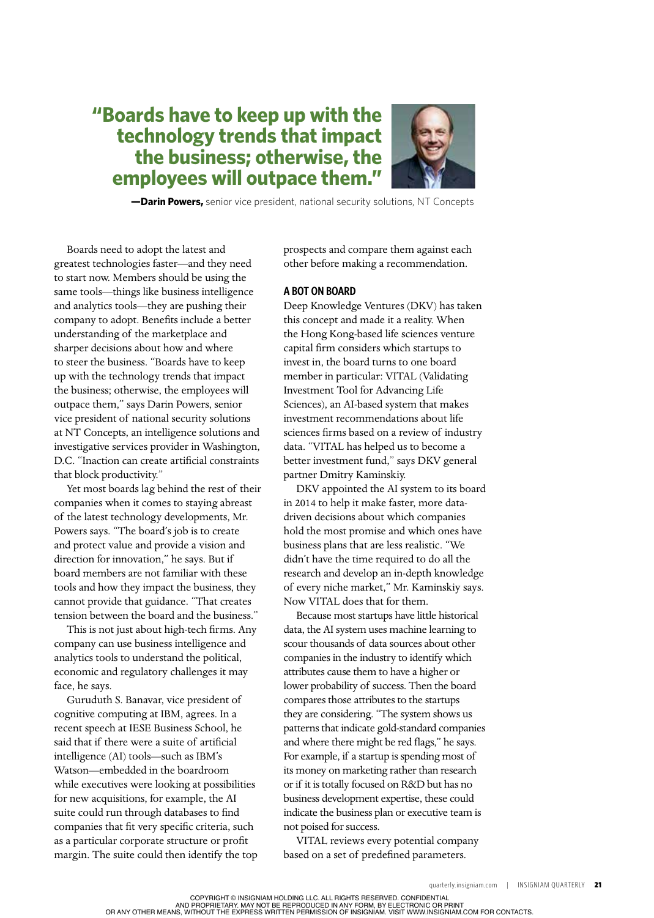> **"Boards have to keep up with the technology trends that impact the business; otherwise, the employees will outpace them."**
>
> **—Darin Powers,** senior vice president, national security solutions, NT Concepts

Boards need to adopt the latest and greatest technologies faster—and they need to start now. Members should be using the same tools—things like business intelligence and analytics tools—they are pushing their company to adopt. Benefits include a better understanding of the marketplace and sharper decisions about how and where to steer the business. "Boards have to keep up with the technology trends that impact the business; otherwise, the employees will outpace them," says Darin Powers, senior vice president of national security solutions at NT Concepts, an intelligence solutions and investigative services provider in Washington, D.C. "Inaction can create artificial constraints that block productivity."

Yet most boards lag behind the rest of their companies when it comes to staying abreast of the latest technology developments, Mr. Powers says. "The board's job is to create and protect value and provide a vision and direction for innovation," he says. But if board members are not familiar with these tools and how they impact the business, they cannot provide that guidance. "That creates tension between the board and the business."

This is not just about high-tech firms. Any company can use business intelligence and analytics tools to understand the political, economic and regulatory challenges it may face, he says.

Guruduth S. Banavar, vice president of cognitive computing at IBM, agrees. In a recent speech at IESE Business School, he said that if there were a suite of artificial intelligence (AI) tools—such as IBM's Watson—embedded in the boardroom while executives were looking at possibilities for new acquisitions, for example, the AI suite could run through databases to find companies that fit very specific criteria, such as a particular corporate structure or profit margin. The suite could then identify the top prospects and compare them against each other before making a recommendation.

### A BOT ON BOARD

Deep Knowledge Ventures (DKV) has taken this concept and made it a reality. When the Hong Kong-based life sciences venture capital firm considers which startups to invest in, the board turns to one board member in particular: VITAL (Validating Investment Tool for Advancing Life Sciences), an AI-based system that makes investment recommendations about life sciences firms based on a review of industry data. "VITAL has helped us to become a better investment fund," says DKV general partner Dmitry Kaminskiy.

DKV appointed the AI system to its board in 2014 to help it make faster, more data-driven decisions about which companies hold the most promise and which ones have business plans that are less realistic. "We didn't have the time required to do all the research and develop an in-depth knowledge of every niche market," Mr. Kaminskiy says. Now VITAL does that for them.

Because most startups have little historical data, the AI system uses machine learning to scour thousands of data sources about other companies in the industry to identify which attributes cause them to have a higher or lower probability of success. Then the board compares those attributes to the startups they are considering. "The system shows us patterns that indicate gold-standard companies and where there might be red flags," he says. For example, if a startup is spending most of its money on marketing rather than research or if it is totally focused on R&D but has no business development expertise, these could indicate the business plan or executive team is not poised for success.

VITAL reviews every potential company based on a set of predefined parameters.

COPYRIGHT © INSIGNIAM HOLDING LLC. ALL RIGHTS RESERVED. CONFIDENTIAL AND PROPRIETARY. MAY NOT BE REPRODUCED IN ANY FORM, BY ELECTRONIC OR PRINT OR ANY OTHER MEANS, WITHOUT THE EXPRESS WRITTEN PERMISSION OF INSIGNIAM. VISIT WWW.INSIGNIAM.COM FOR CONTACTS.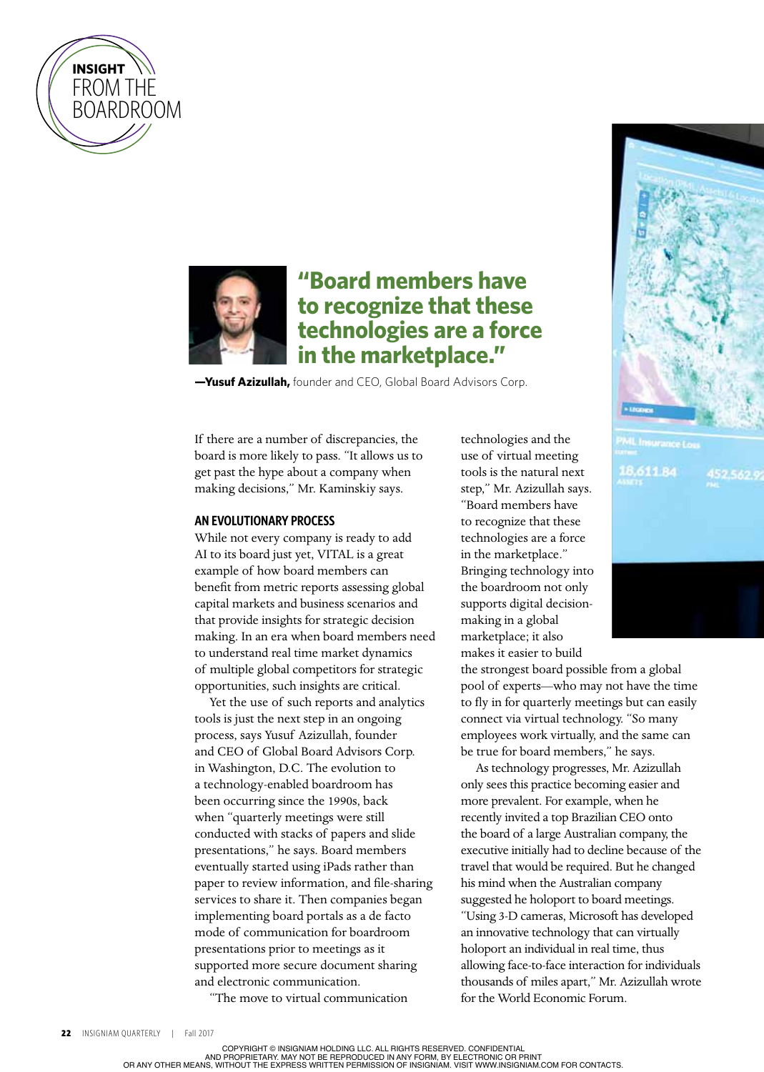INSIGHT FROM THE BOARDROOM

> **"Board members have to recognize that these technologies are a force in the marketplace."**
>
> **—Yusuf Azizullah,** founder and CEO, Global Board Advisors Corp.

If there are a number of discrepancies, the board is more likely to pass. "It allows us to get past the hype about a company when making decisions," Mr. Kaminskiy says.

### AN EVOLUTIONARY PROCESS

While not every company is ready to add AI to its board just yet, VITAL is a great example of how board members can benefit from metric reports assessing global capital markets and business scenarios and that provide insights for strategic decision making. In an era when board members need to understand real time market dynamics of multiple global competitors for strategic opportunities, such insights are critical.

Yet the use of such reports and analytics tools is just the next step in an ongoing process, says Yusuf Azizullah, founder and CEO of Global Board Advisors Corp. in Washington, D.C. The evolution to a technology-enabled boardroom has been occurring since the 1990s, back when "quarterly meetings were still conducted with stacks of papers and slide presentations," he says. Board members eventually started using iPads rather than paper to review information, and file-sharing services to share it. Then companies began implementing board portals as a de facto mode of communication for boardroom presentations prior to meetings as it supported more secure document sharing and electronic communication.

"The move to virtual communication technologies and the use of virtual meeting tools is the natural next step," Mr. Azizullah says. "Board members have to recognize that these technologies are a force in the marketplace." Bringing technology into the boardroom not only supports digital decision-making in a global marketplace; it also makes it easier to build the strongest board possible from a global pool of experts—who may not have the time to fly in for quarterly meetings but can easily connect via virtual technology. "So many employees work virtually, and the same can be true for board members," he says.

As technology progresses, Mr. Azizullah only sees this practice becoming easier and more prevalent. For example, when he recently invited a top Brazilian CEO onto the board of a large Australian company, the executive initially had to decline because of the travel that would be required. But he changed his mind when the Australian company suggested he holoport to board meetings. "Using 3-D cameras, Microsoft has developed an innovative technology that can virtually holoport an individual in real time, thus allowing face-to-face interaction for individuals thousands of miles apart," Mr. Azizullah wrote for the World Economic Forum.

COPYRIGHT © INSIGNIAM HOLDING LLC. ALL RIGHTS RESERVED. CONFIDENTIAL AND PROPRIETARY. MAY NOT BE REPRODUCED IN ANY FORM, BY ELECTRONIC OR PRINT OR ANY OTHER MEANS, WITHOUT THE EXPRESS WRITTEN PERMISSION OF INSIGNIAM. VISIT WWW.INSIGNIAM.COM FOR CONTACTS.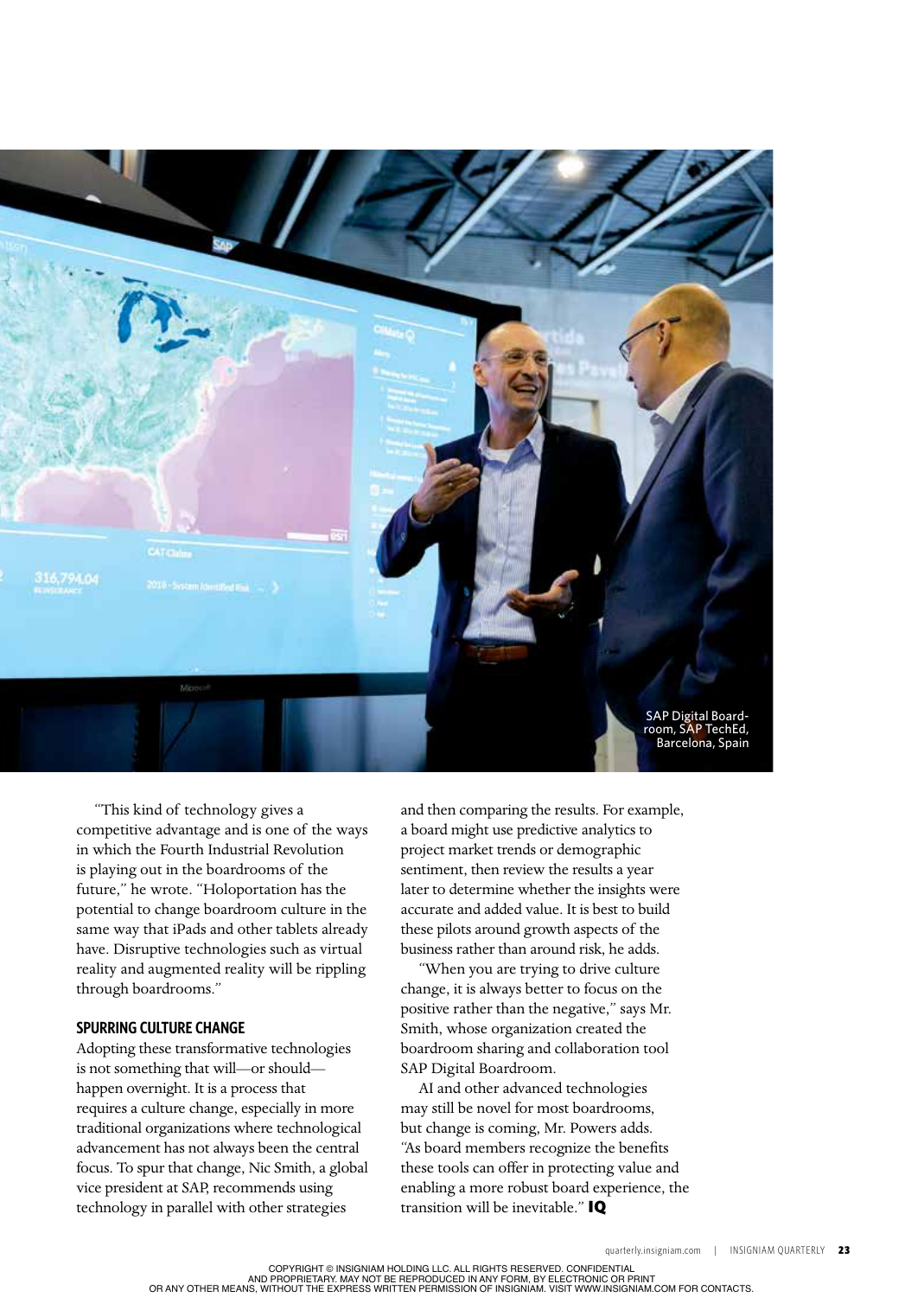SAP Digital Boardroom, SAP TechEd, Barcelona, Spain

"This kind of technology gives a competitive advantage and is one of the ways in which the Fourth Industrial Revolution is playing out in the boardrooms of the future," he wrote. "Holoportation has the potential to change boardroom culture in the same way that iPads and other tablets already have. Disruptive technologies such as virtual reality and augmented reality will be rippling through boardrooms."

## SPURRING CULTURE CHANGE

Adopting these transformative technologies is not something that will—or should—happen overnight. It is a process that requires a culture change, especially in more traditional organizations where technological advancement has not always been the central focus. To spur that change, Nic Smith, a global vice president at SAP, recommends using technology in parallel with other strategies and then comparing the results. For example, a board might use predictive analytics to project market trends or demographic sentiment, then review the results a year later to determine whether the insights were accurate and added value. It is best to build these pilots around growth aspects of the business rather than around risk, he adds.

"When you are trying to drive culture change, it is always better to focus on the positive rather than the negative," says Mr. Smith, whose organization created the boardroom sharing and collaboration tool SAP Digital Boardroom.

AI and other advanced technologies may still be novel for most boardrooms, but change is coming, Mr. Powers adds. "As board members recognize the benefits these tools can offer in protecting value and enabling a more robust board experience, the transition will be inevitable." **IQ**

COPYRIGHT © INSIGNIAM HOLDING LLC. ALL RIGHTS RESERVED. CONFIDENTIAL AND PROPRIETARY. MAY NOT BE REPRODUCED IN ANY FORM, BY ELECTRONIC OR PRINT OR ANY OTHER MEANS, WITHOUT THE EXPRESS WRITTEN PERMISSION OF INSIGNIAM. VISIT WWW.INSIGNIAM.COM FOR CONTACTS.